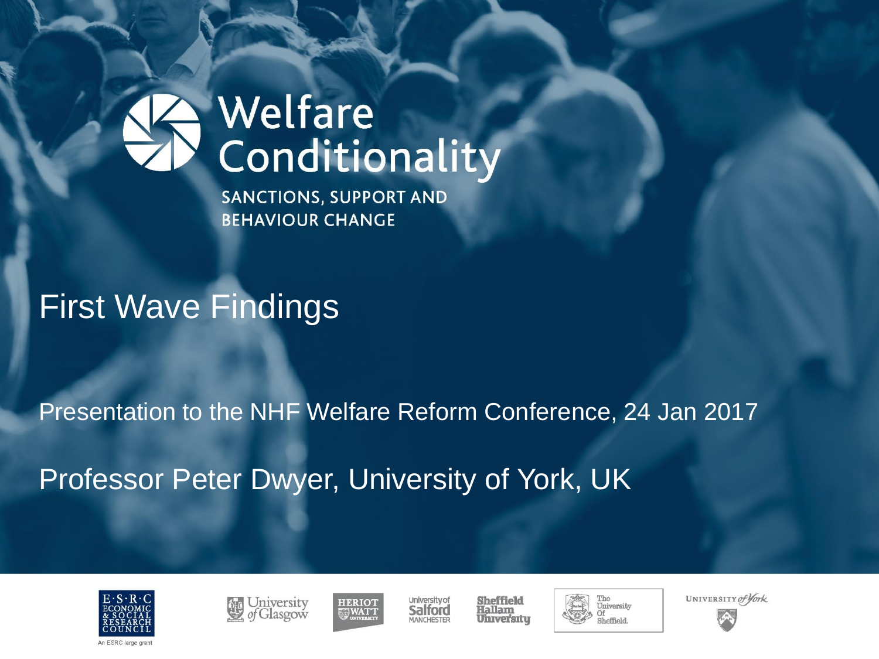# Welfare Conditionality

SANCTIONS, SUPPORT AND BEHAVIOUR CHANGE

## First Wave Findings

Presentation to the NHF Welfare Reform Conference, 24 Jan 2017

Professor Peter Dwyer, University of York, UK

E·S·R·C ECONOMIC & SOCIAL RESEARCH COUNCIL

An ESRC large grant

University of Glasgow

Heriot Watt University

University of Salford Manchester

Sheffield Hallam University

The University Of Sheffield.

University of York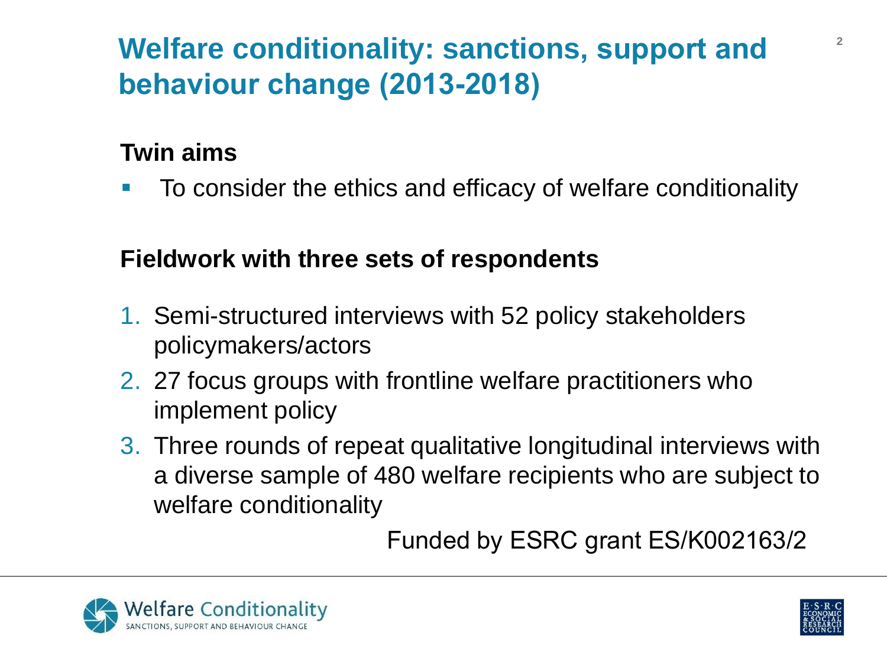# Welfare conditionality: sanctions, support and behaviour change (2013-2018)

**Twin aims**

- To consider the ethics and efficacy of welfare conditionality

**Fieldwork with three sets of respondents**

1. Semi-structured interviews with 52 policy stakeholders policymakers/actors
2. 27 focus groups with frontline welfare practitioners who implement policy
3. Three rounds of repeat qualitative longitudinal interviews with a diverse sample of 480 welfare recipients who are subject to welfare conditionality

Funded by ESRC grant ES/K002163/2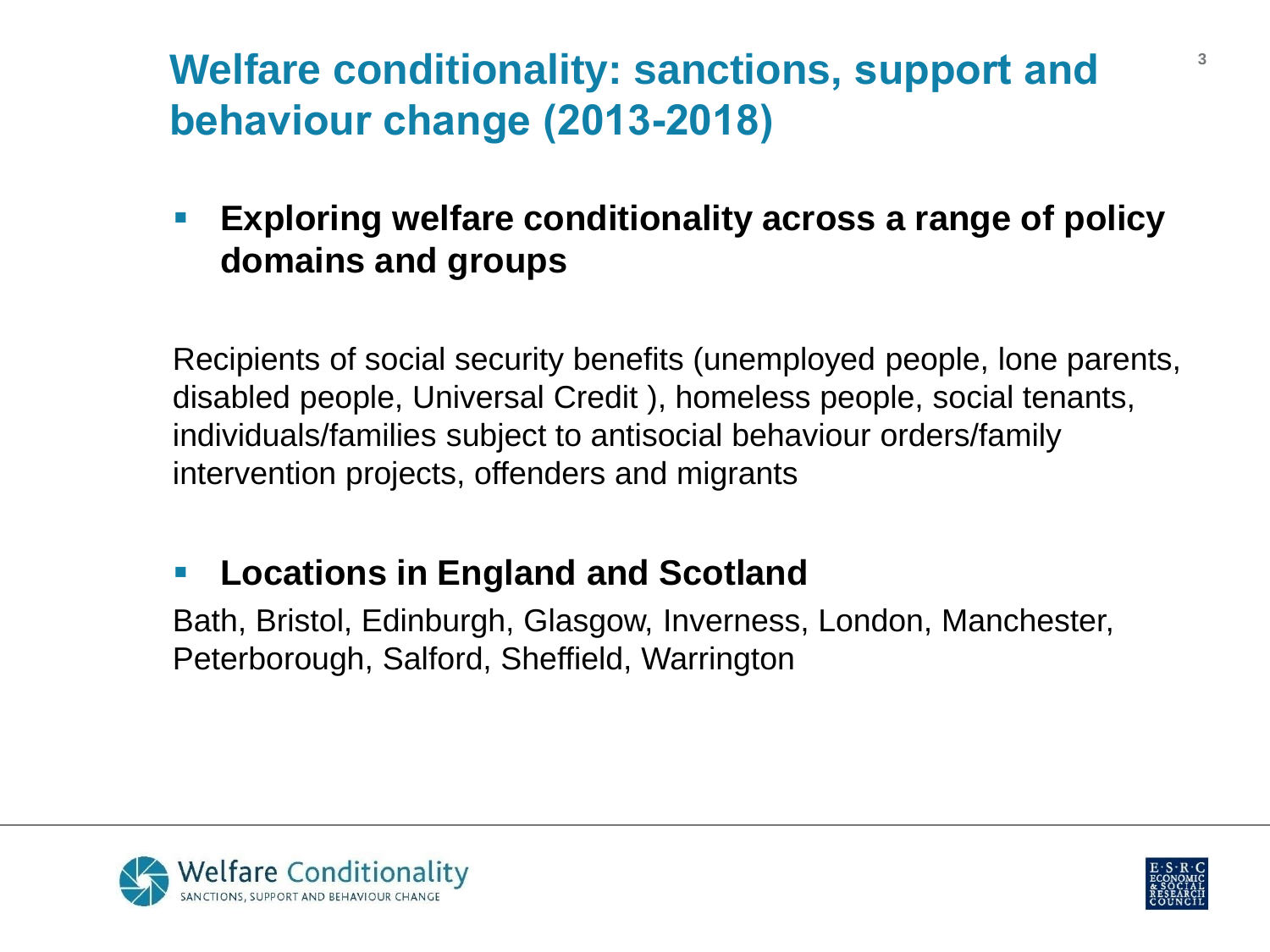# Welfare conditionality: sanctions, support and behaviour change (2013-2018)

- **Exploring welfare conditionality across a range of policy domains and groups**

Recipients of social security benefits (unemployed people, lone parents, disabled people, Universal Credit ), homeless people, social tenants, individuals/families subject to antisocial behaviour orders/family intervention projects, offenders and migrants

- **Locations in England and Scotland**

Bath, Bristol, Edinburgh, Glasgow, Inverness, London, Manchester, Peterborough, Salford, Sheffield, Warrington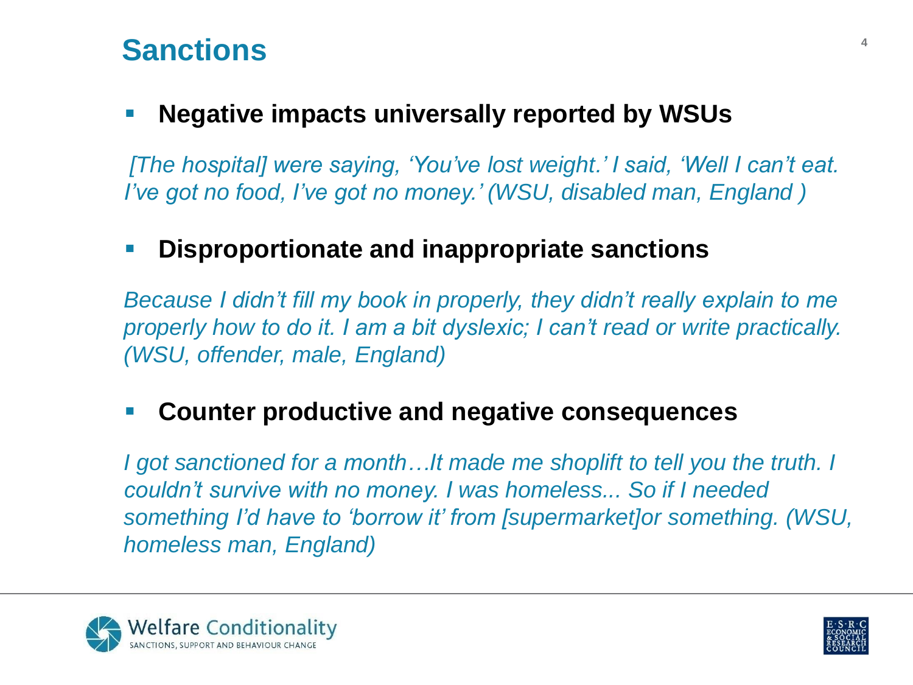# Sanctions

- **Negative impacts universally reported by WSUs**

*[The hospital] were saying, 'You've lost weight.' I said, 'Well I can't eat. I've got no food, I've got no money.' (WSU, disabled man, England )*

- **Disproportionate and inappropriate sanctions**

*Because I didn't fill my book in properly, they didn't really explain to me properly how to do it. I am a bit dyslexic; I can't read or write practically. (WSU, offender, male, England)*

- **Counter productive and negative consequences**

*I got sanctioned for a month…It made me shoplift to tell you the truth. I couldn't survive with no money. I was homeless... So if I needed something I'd have to 'borrow it' from [supermarket]or something. (WSU, homeless man, England)*

Welfare Conditionality
SANCTIONS, SUPPORT AND BEHAVIOUR CHANGE

E·S·R·C ECONOMIC & SOCIAL RESEARCH COUNCIL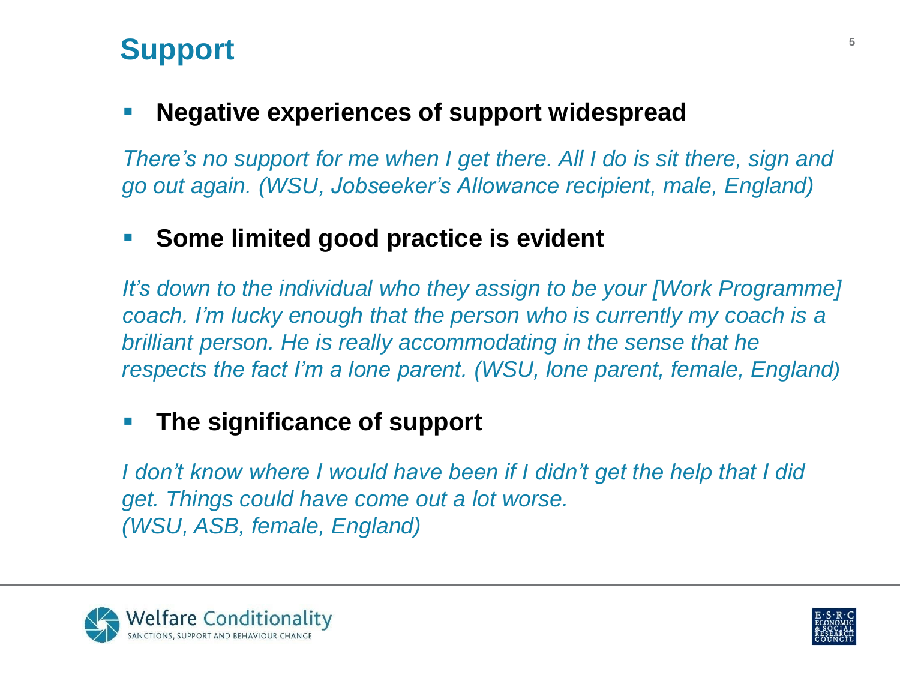# Support

- **Negative experiences of support widespread**

*There's no support for me when I get there. All I do is sit there, sign and go out again. (WSU, Jobseeker's Allowance recipient, male, England)*

- **Some limited good practice is evident**

*It's down to the individual who they assign to be your [Work Programme] coach. I'm lucky enough that the person who is currently my coach is a brilliant person. He is really accommodating in the sense that he respects the fact I'm a lone parent. (WSU, lone parent, female, England)*

- **The significance of support**

*I don't know where I would have been if I didn't get the help that I did get. Things could have come out a lot worse.*
*(WSU, ASB, female, England)*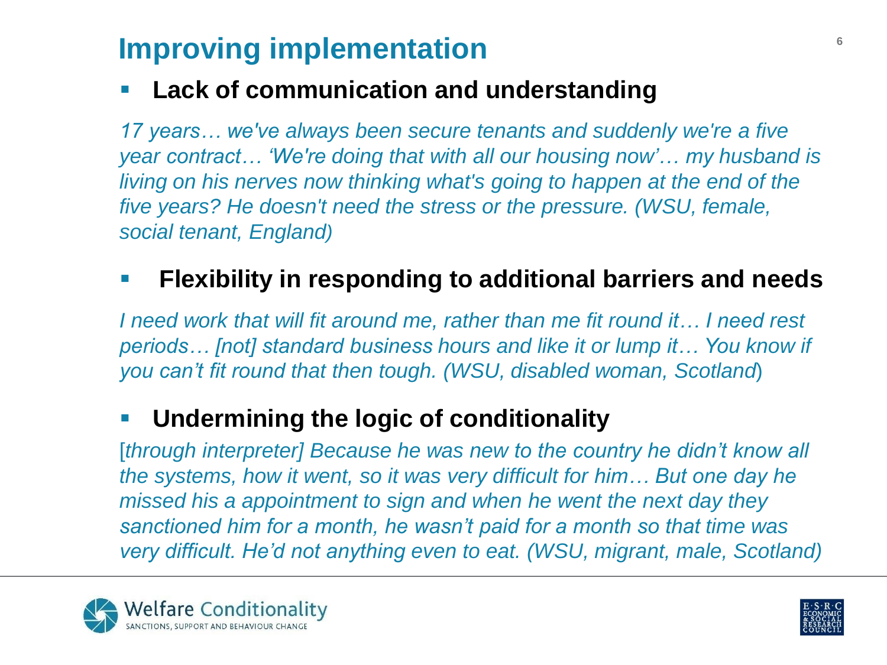# Improving implementation

- **Lack of communication and understanding**

*17 years… we've always been secure tenants and suddenly we're a five year contract… 'We're doing that with all our housing now'… my husband is living on his nerves now thinking what's going to happen at the end of the five years? He doesn't need the stress or the pressure. (WSU, female, social tenant, England)*

- **Flexibility in responding to additional barriers and needs**

*I need work that will fit around me, rather than me fit round it… I need rest periods… [not] standard business hours and like it or lump it… You know if you can't fit round that then tough. (WSU, disabled woman, Scotland)*

- **Undermining the logic of conditionality**

[*through interpreter] Because he was new to the country he didn't know all the systems, how it went, so it was very difficult for him… But one day he missed his a appointment to sign and when he went the next day they sanctioned him for a month, he wasn't paid for a month so that time was very difficult. He'd not anything even to eat. (WSU, migrant, male, Scotland)*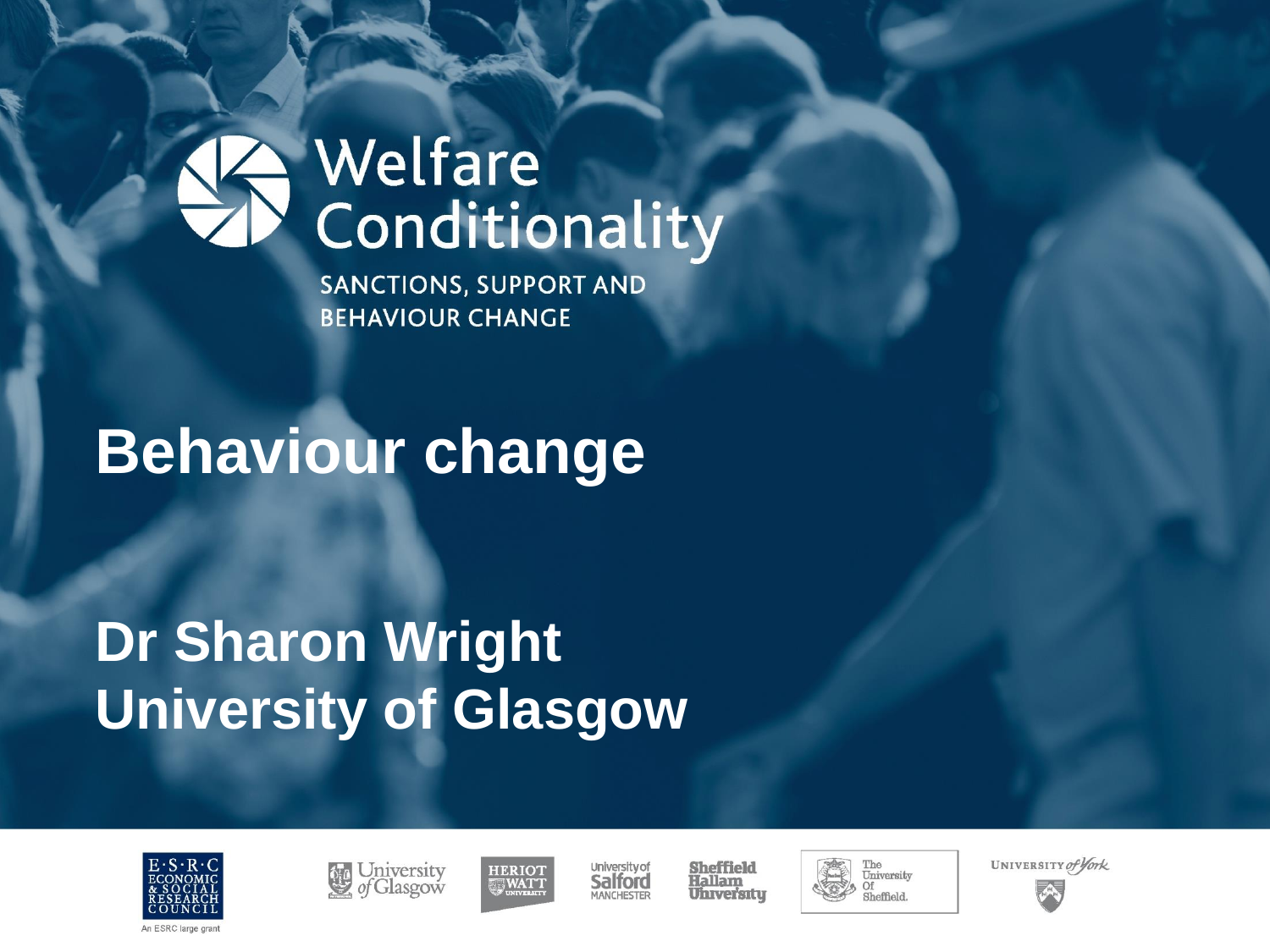# Welfare Conditionality

SANCTIONS, SUPPORT AND BEHAVIOUR CHANGE

## Behaviour change

**Dr Sharon Wright**
**University of Glasgow**

E·S·R·C ECONOMIC & SOCIAL RESEARCH COUNCIL

An ESRC large grant

University of Glasgow

HERIOT WATT UNIVERSITY

University of Salford MANCHESTER

Sheffield Hallam University

The University Of Sheffield.

UNIVERSITY of York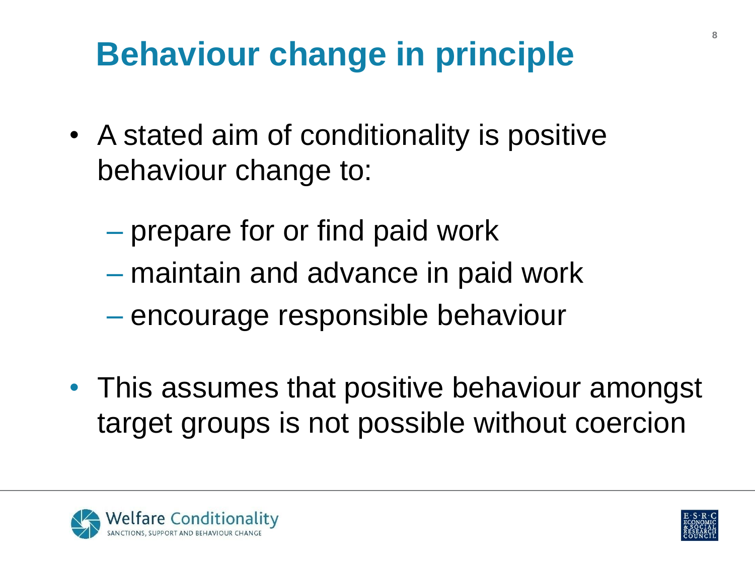# Behaviour change in principle

- A stated aim of conditionality is positive behaviour change to:
  - prepare for or find paid work
  - maintain and advance in paid work
  - encourage responsible behaviour
- This assumes that positive behaviour amongst target groups is not possible without coercion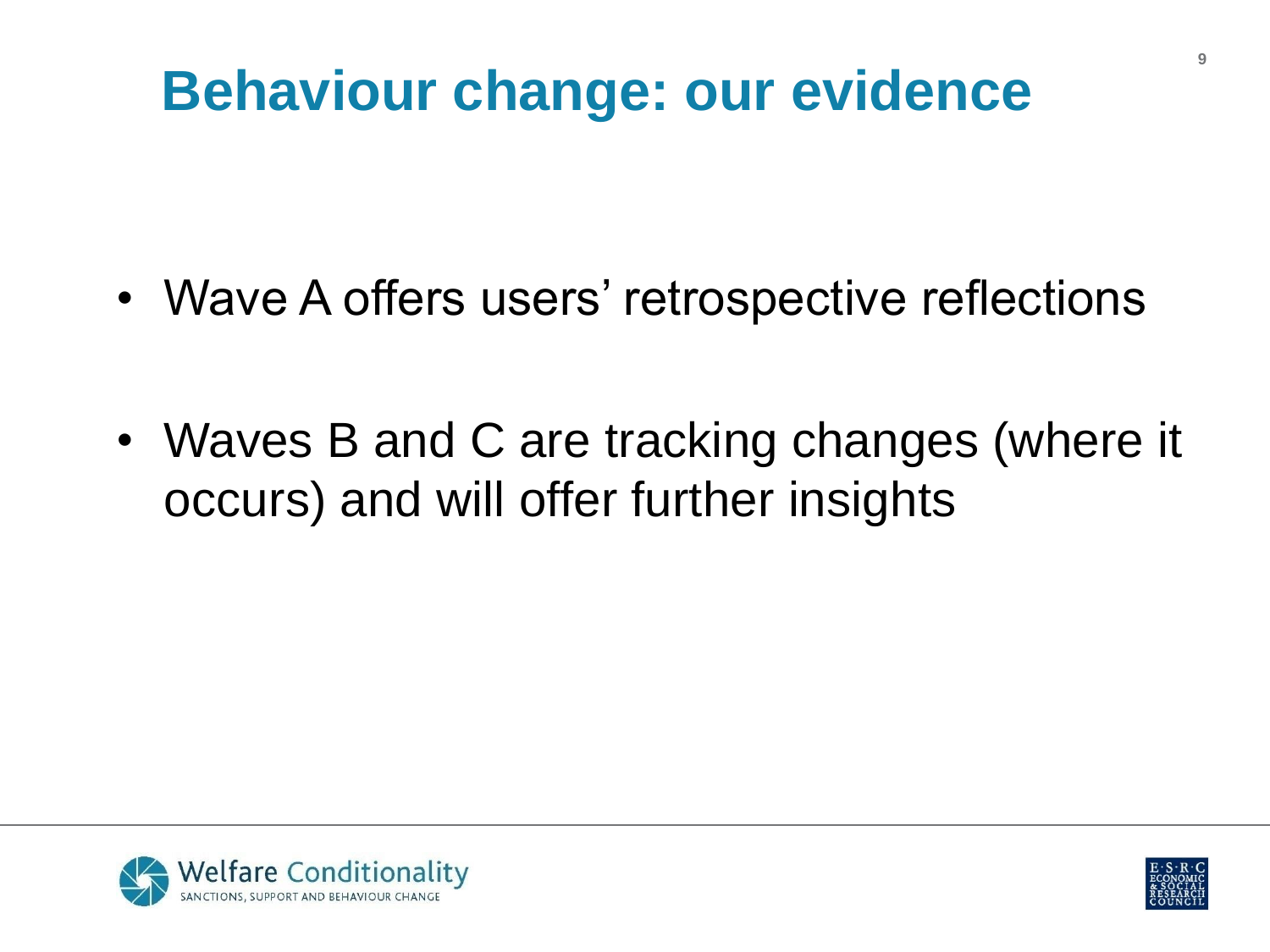# Behaviour change: our evidence

- Wave A offers users' retrospective reflections
- Waves B and C are tracking changes (where it occurs) and will offer further insights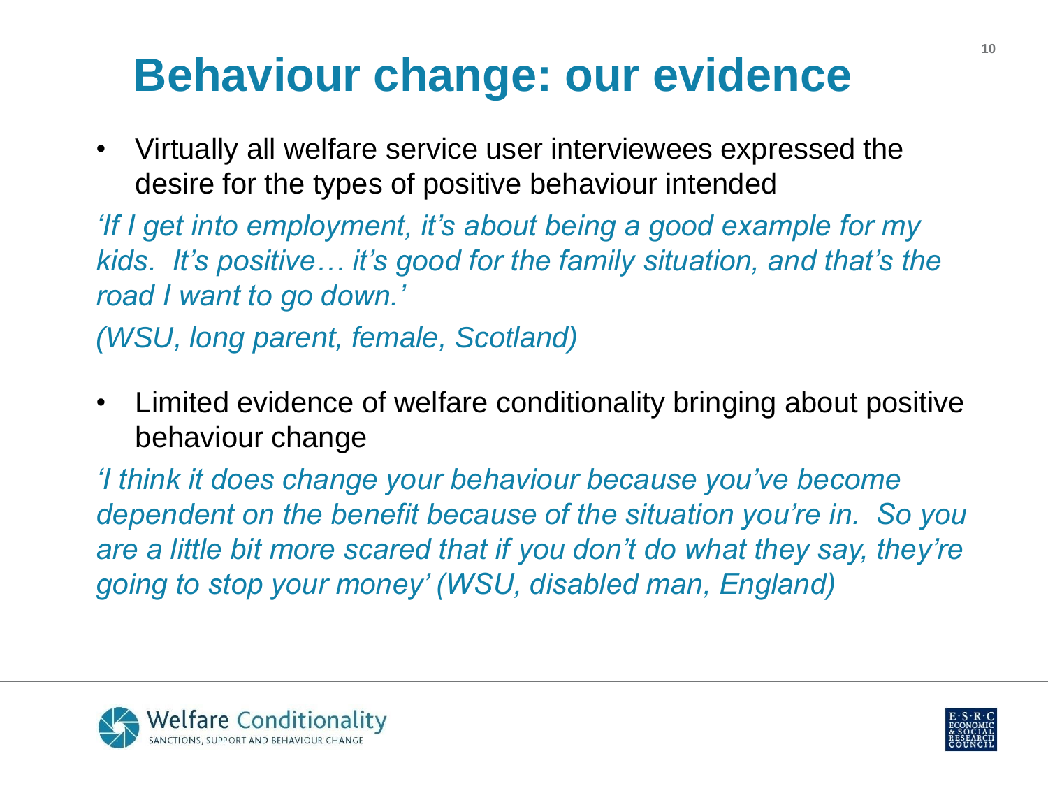# Behaviour change: our evidence

- Virtually all welfare service user interviewees expressed the desire for the types of positive behaviour intended

*'If I get into employment, it's about being a good example for my kids. It's positive… it's good for the family situation, and that's the road I want to go down.'*

*(WSU, long parent, female, Scotland)*

- Limited evidence of welfare conditionality bringing about positive behaviour change

*'I think it does change your behaviour because you've become dependent on the benefit because of the situation you're in. So you are a little bit more scared that if you don't do what they say, they're going to stop your money' (WSU, disabled man, England)*

Welfare Conditionality
SANCTIONS, SUPPORT AND BEHAVIOUR CHANGE

E·S·R·C ECONOMIC & SOCIAL RESEARCH COUNCIL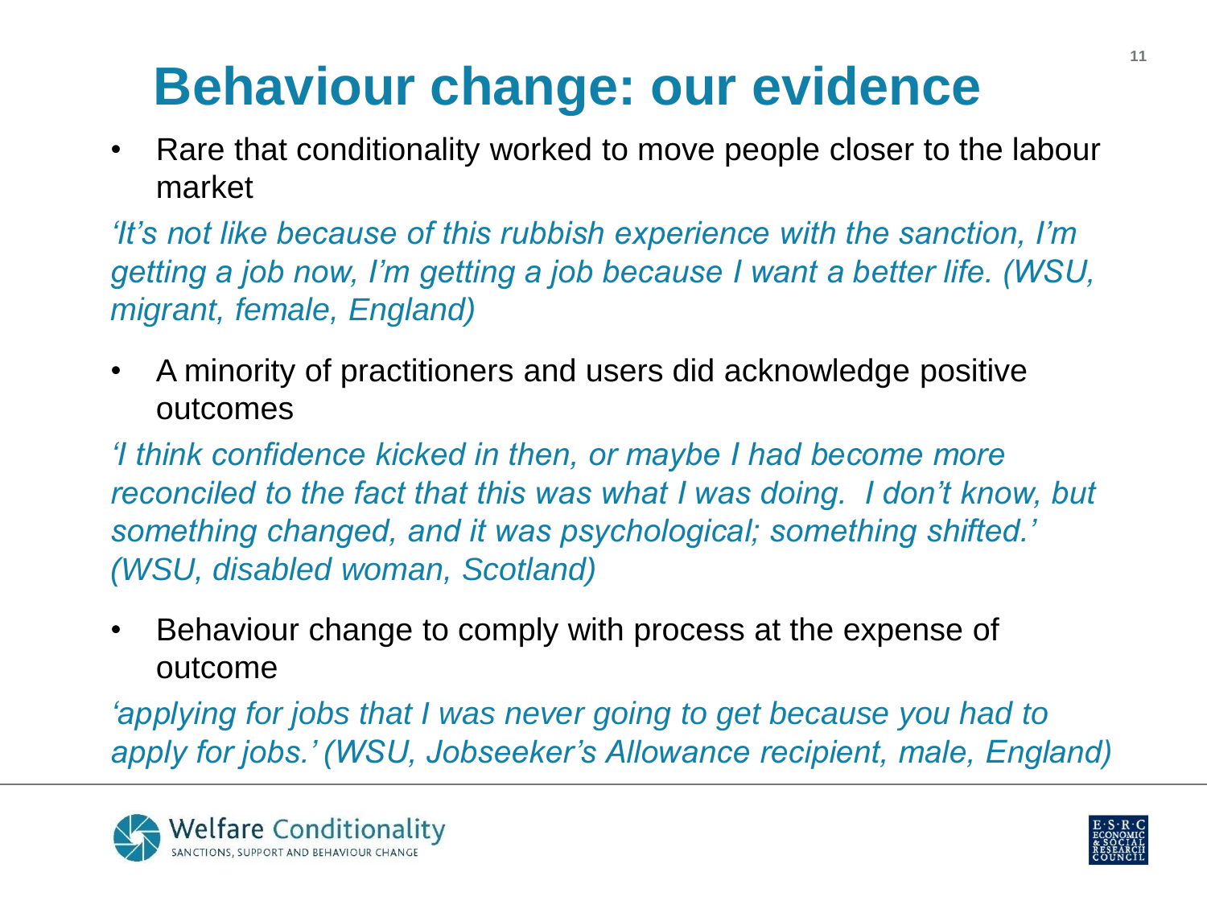# Behaviour change: our evidence

- Rare that conditionality worked to move people closer to the labour market

*'It's not like because of this rubbish experience with the sanction, I'm getting a job now, I'm getting a job because I want a better life. (WSU, migrant, female, England)*

- A minority of practitioners and users did acknowledge positive outcomes

*'I think confidence kicked in then, or maybe I had become more reconciled to the fact that this was what I was doing. I don't know, but something changed, and it was psychological; something shifted.' (WSU, disabled woman, Scotland)*

- Behaviour change to comply with process at the expense of outcome

*'applying for jobs that I was never going to get because you had to apply for jobs.' (WSU, Jobseeker's Allowance recipient, male, England)*

Welfare Conditionality
SANCTIONS, SUPPORT AND BEHAVIOUR CHANGE

E·S·R·C ECONOMIC & SOCIAL RESEARCH COUNCIL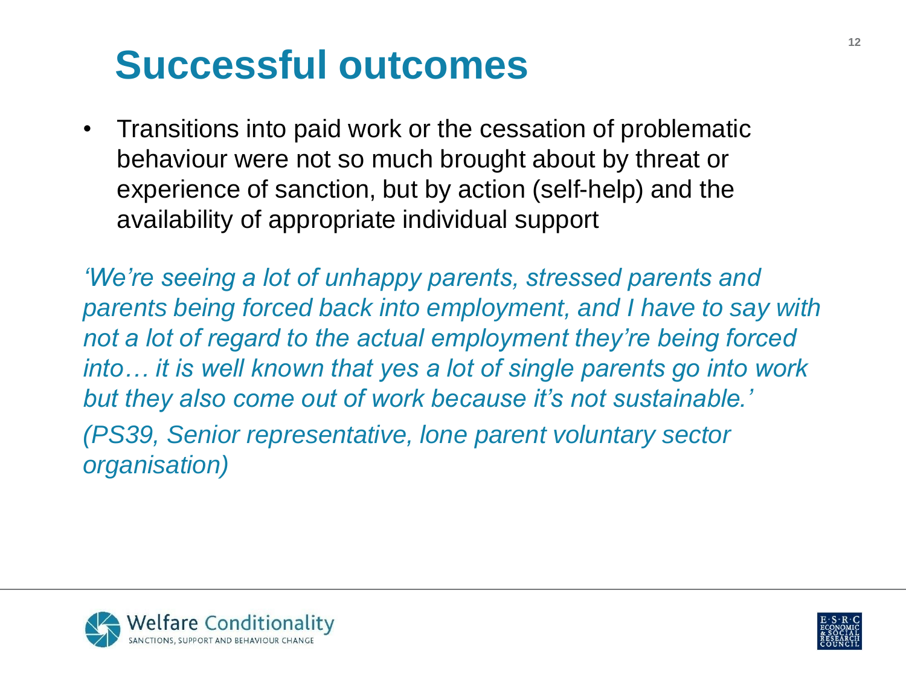# Successful outcomes

- Transitions into paid work or the cessation of problematic behaviour were not so much brought about by threat or experience of sanction, but by action (self-help) and the availability of appropriate individual support

*'We're seeing a lot of unhappy parents, stressed parents and parents being forced back into employment, and I have to say with not a lot of regard to the actual employment they're being forced into… it is well known that yes a lot of single parents go into work but they also come out of work because it's not sustainable.'*

*(PS39, Senior representative, lone parent voluntary sector organisation)*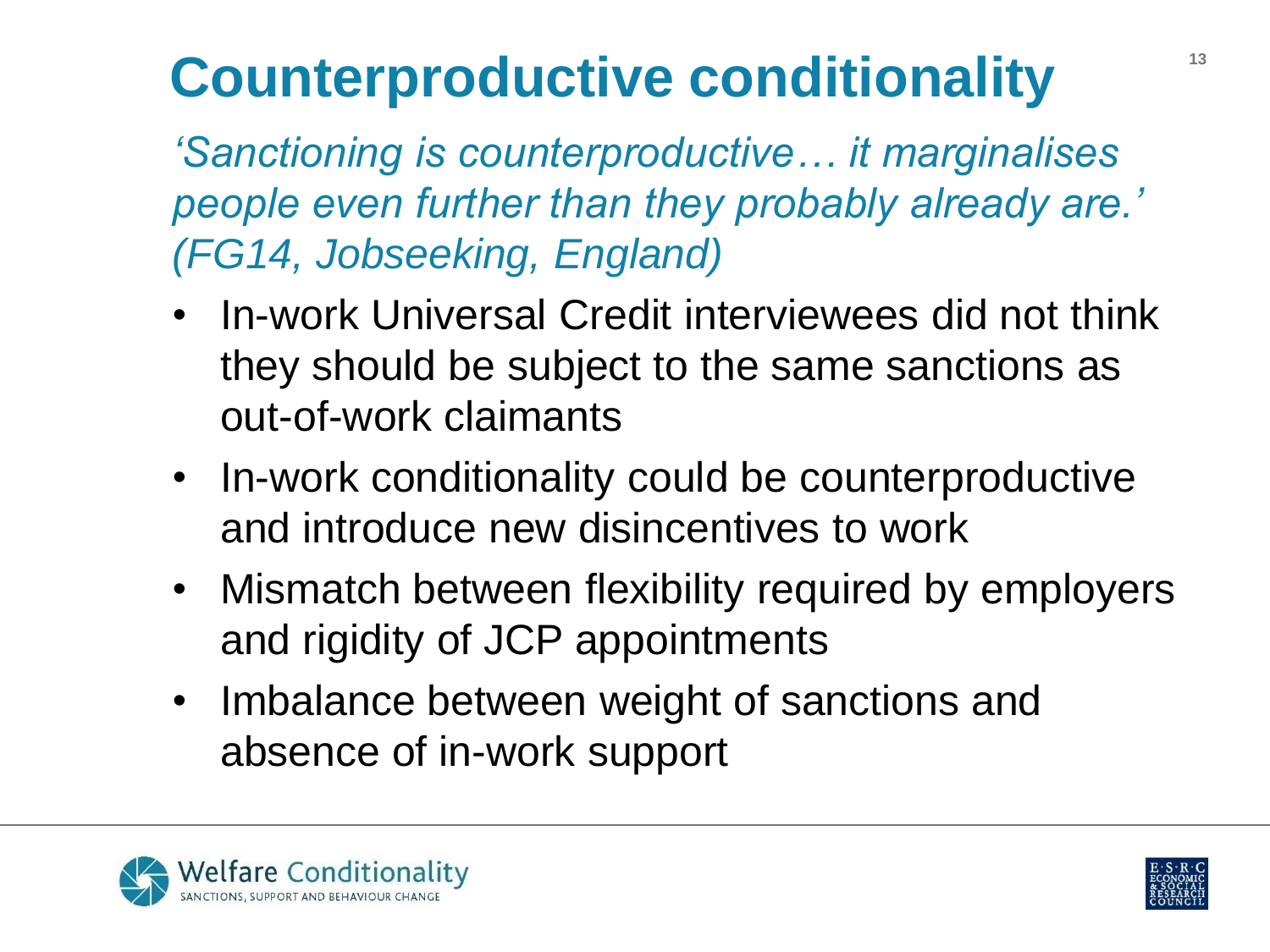# Counterproductive conditionality

*'Sanctioning is counterproductive… it marginalises people even further than they probably already are.' (FG14, Jobseeking, England)*

- In-work Universal Credit interviewees did not think they should be subject to the same sanctions as out-of-work claimants
- In-work conditionality could be counterproductive and introduce new disincentives to work
- Mismatch between flexibility required by employers and rigidity of JCP appointments
- Imbalance between weight of sanctions and absence of in-work support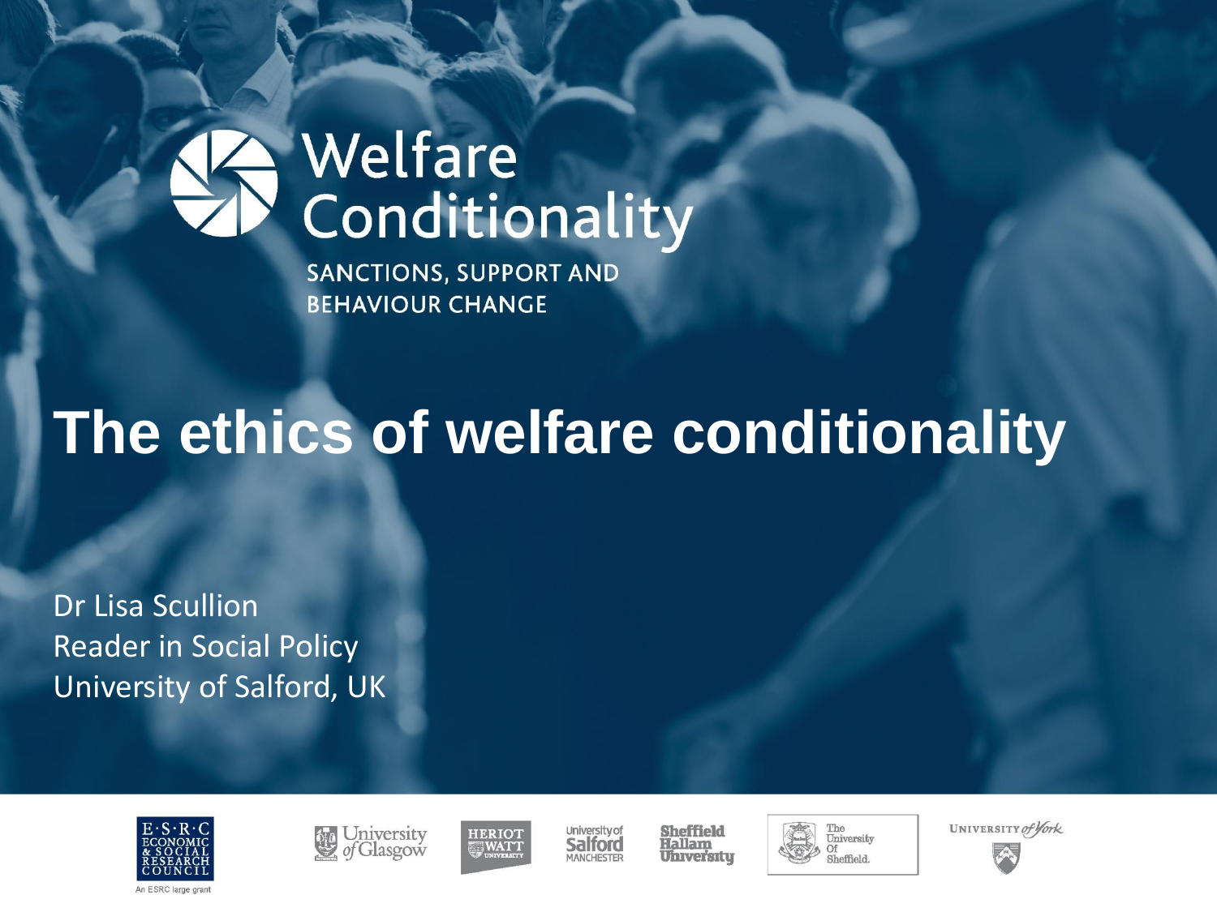# Welfare Conditionality

SANCTIONS, SUPPORT AND BEHAVIOUR CHANGE

# The ethics of welfare conditionality

Dr Lisa Scullion
Reader in Social Policy
University of Salford, UK

E·S·R·C ECONOMIC & SOCIAL RESEARCH COUNCIL

An ESRC large grant

University of Glasgow

Heriot Watt University

University of Salford Manchester

Sheffield Hallam University

The University Of Sheffield.

University of York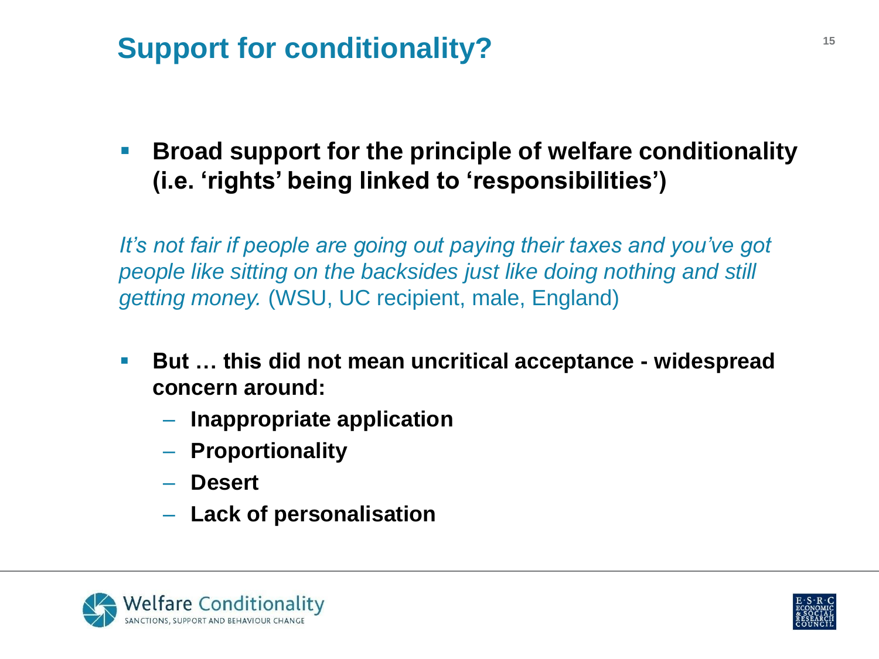# Support for conditionality?

- **Broad support for the principle of welfare conditionality (i.e. 'rights' being linked to 'responsibilities')**

*It's not fair if people are going out paying their taxes and you've got people like sitting on the backsides just like doing nothing and still getting money.* (WSU, UC recipient, male, England)

- **But … this did not mean uncritical acceptance - widespread concern around:**
  - **Inappropriate application**
  - **Proportionality**
  - **Desert**
  - **Lack of personalisation**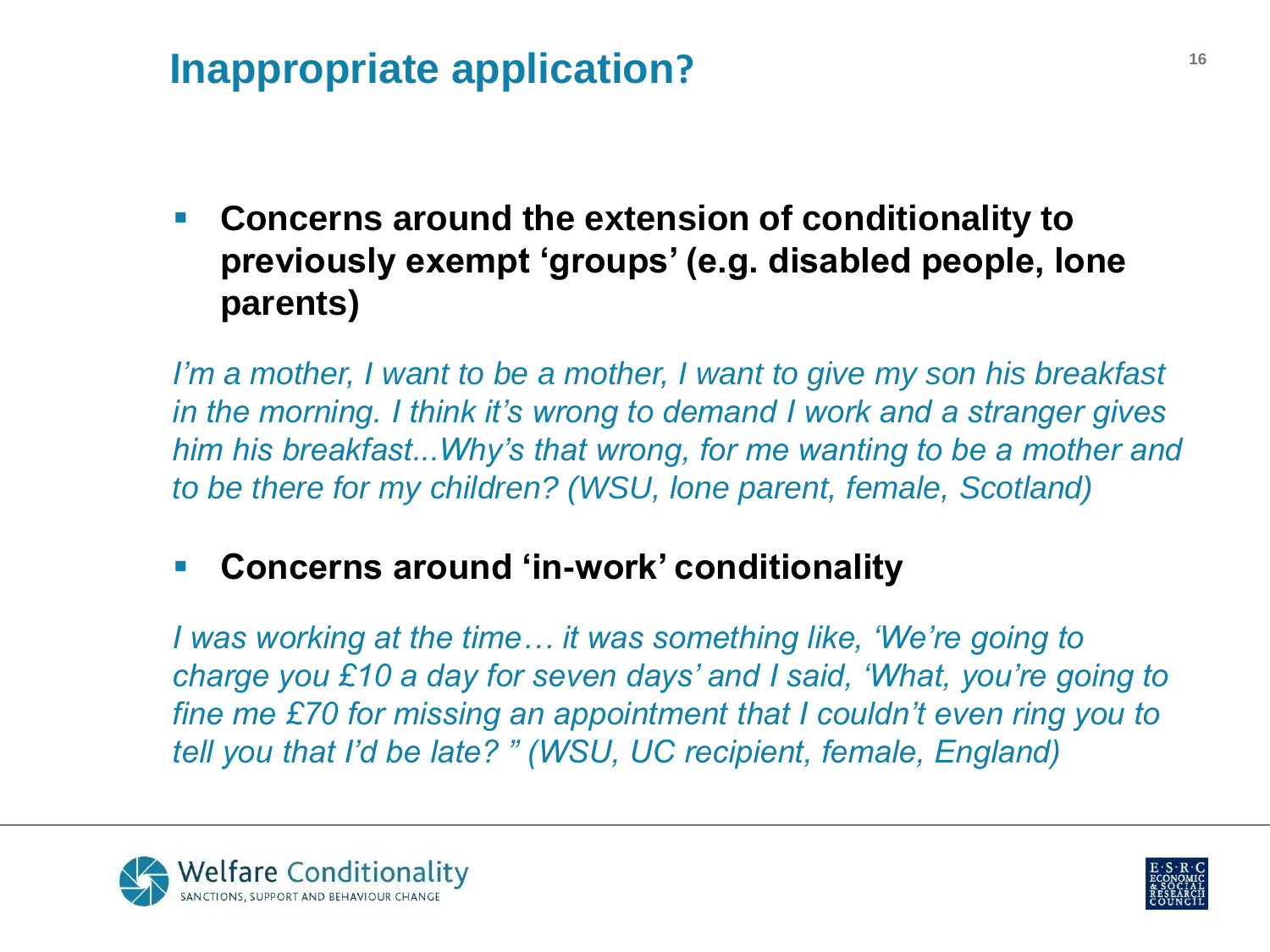# Inappropriate application?

- **Concerns around the extension of conditionality to previously exempt 'groups' (e.g. disabled people, lone parents)**

*I'm a mother, I want to be a mother, I want to give my son his breakfast in the morning. I think it's wrong to demand I work and a stranger gives him his breakfast...Why's that wrong, for me wanting to be a mother and to be there for my children? (WSU, lone parent, female, Scotland)*

- **Concerns around 'in-work' conditionality**

*I was working at the time… it was something like, 'We're going to charge you £10 a day for seven days' and I said, 'What, you're going to fine me £70 for missing an appointment that I couldn't even ring you to tell you that I'd be late? " (WSU, UC recipient, female, England)*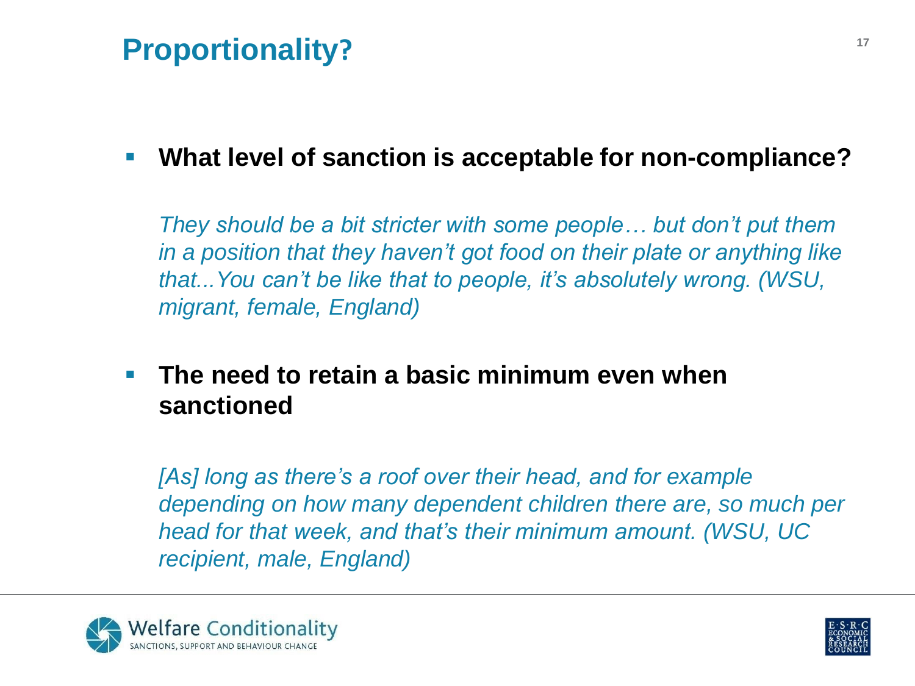# Proportionality?

- **What level of sanction is acceptable for non-compliance?**

  *They should be a bit stricter with some people… but don't put them in a position that they haven't got food on their plate or anything like that...You can't be like that to people, it's absolutely wrong. (WSU, migrant, female, England)*

- **The need to retain a basic minimum even when sanctioned**

  *[As] long as there's a roof over their head, and for example depending on how many dependent children there are, so much per head for that week, and that's their minimum amount. (WSU, UC recipient, male, England)*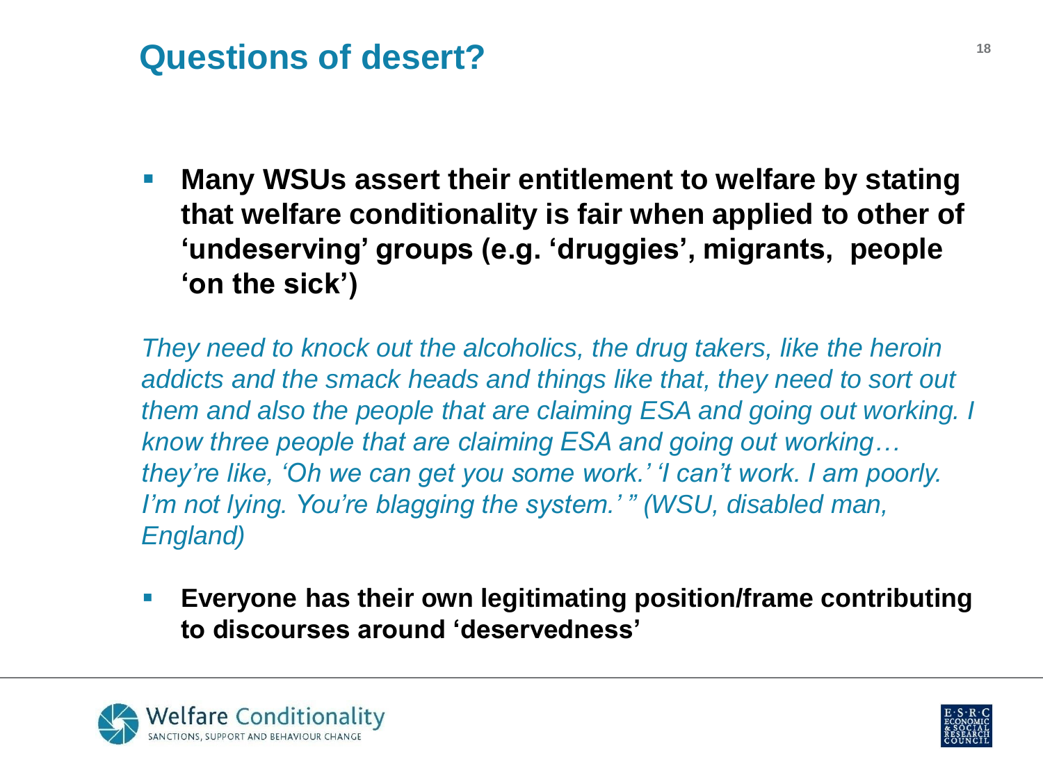# Questions of desert?

- **Many WSUs assert their entitlement to welfare by stating that welfare conditionality is fair when applied to other of 'undeserving' groups (e.g. 'druggies', migrants, people 'on the sick')**

*They need to knock out the alcoholics, the drug takers, like the heroin addicts and the smack heads and things like that, they need to sort out them and also the people that are claiming ESA and going out working. I know three people that are claiming ESA and going out working… they're like, 'Oh we can get you some work.' 'I can't work. I am poorly. I'm not lying. You're blagging the system.' " (WSU, disabled man, England)*

- **Everyone has their own legitimating position/frame contributing to discourses around 'deservedness'**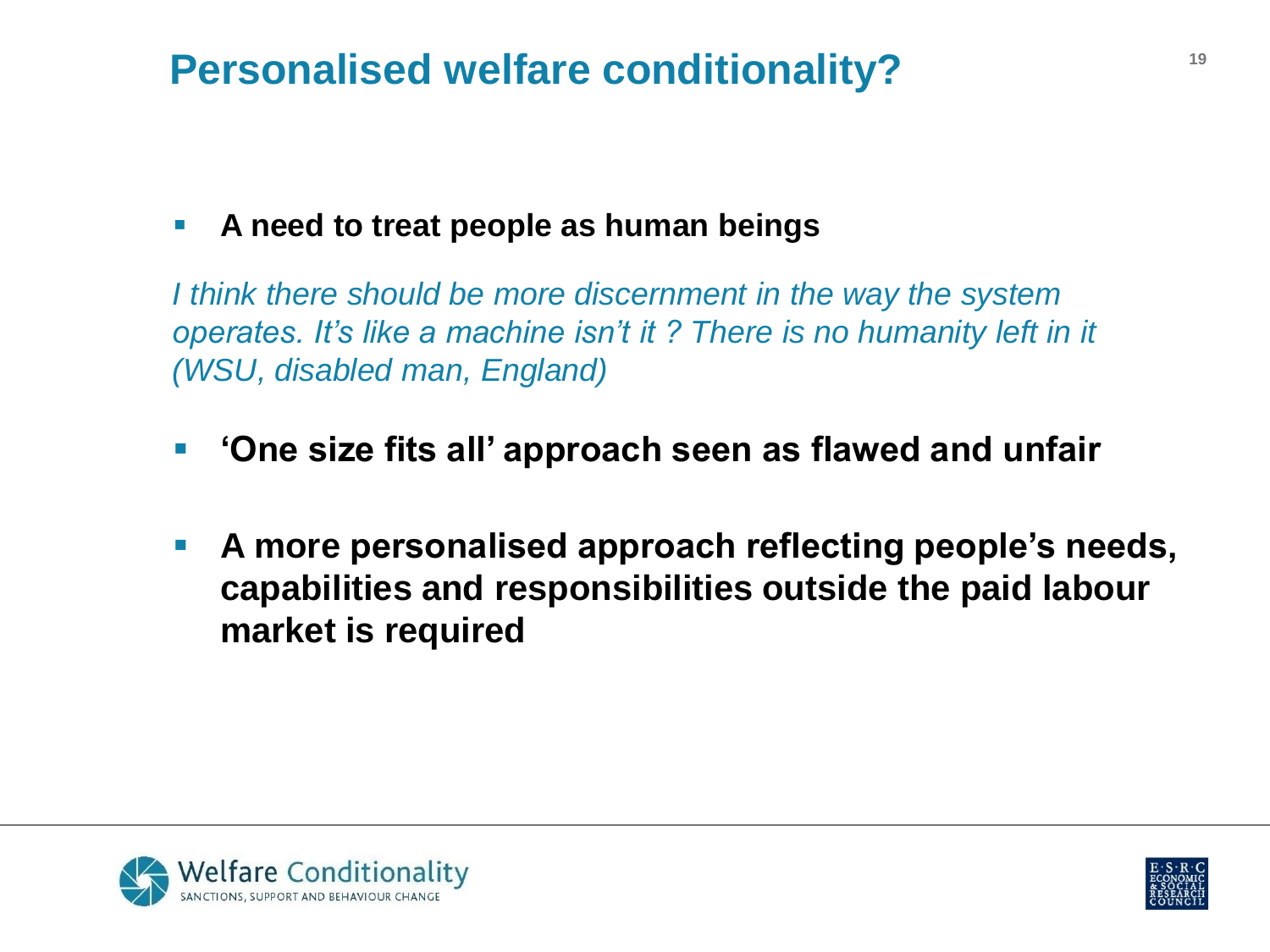# Personalised welfare conditionality?

- **A need to treat people as human beings**

*I think there should be more discernment in the way the system operates. It's like a machine isn't it ? There is no humanity left in it (WSU, disabled man, England)*

- **'One size fits all' approach seen as flawed and unfair**
- **A more personalised approach reflecting people's needs, capabilities and responsibilities outside the paid labour market is required**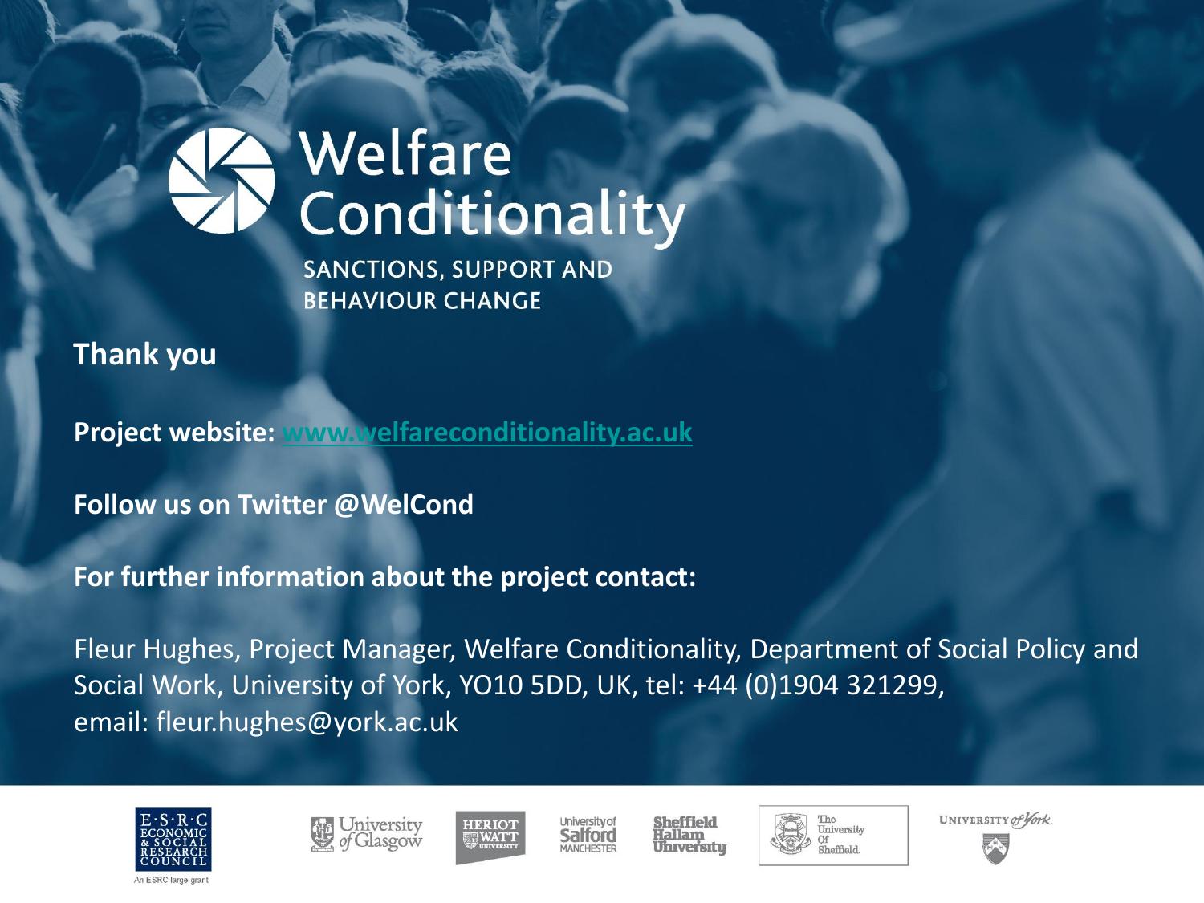# Welfare Conditionality

SANCTIONS, SUPPORT AND BEHAVIOUR CHANGE

**Thank you**

**Project website: www.welfareconditionality.ac.uk**

**Follow us on Twitter @WelCond**

**For further information about the project contact:**

Fleur Hughes, Project Manager, Welfare Conditionality, Department of Social Policy and Social Work, University of York, YO10 5DD, UK, tel: +44 (0)1904 321299, email: fleur.hughes@york.ac.uk

E·S·R·C ECONOMIC & SOCIAL RESEARCH COUNCIL

An ESRC large grant

University of Glasgow

Heriot Watt University

University of Salford Manchester

Sheffield Hallam University

The University Of Sheffield.

University of York